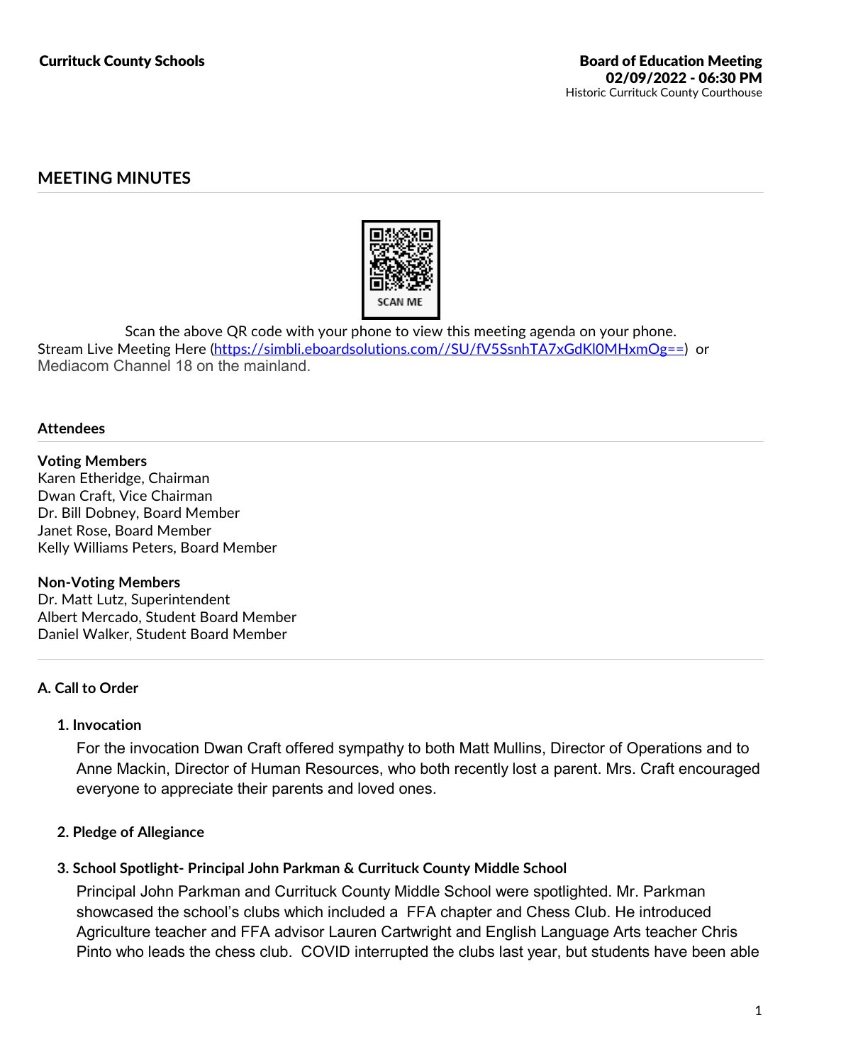Currituck County Schools

**Board of Education Meeting**
**02/09/2022 - 06:30 PM**
Historic Currituck County Courthouse

## MEETING MINUTES

Scan the above QR code with your phone to view this meeting agenda on your phone.
Stream Live Meeting Here (https://simbli.eboardsolutions.com//SU/fV5SsnhTA7xGdKl0MHxmOg==) or Mediacom Channel 18 on the mainland.

### Attendees

**Voting Members**
Karen Etheridge, Chairman
Dwan Craft, Vice Chairman
Dr. Bill Dobney, Board Member
Janet Rose, Board Member
Kelly Williams Peters, Board Member

**Non-Voting Members**
Dr. Matt Lutz, Superintendent
Albert Mercado, Student Board Member
Daniel Walker, Student Board Member

### A. Call to Order

#### 1. Invocation

For the invocation Dwan Craft offered sympathy to both Matt Mullins, Director of Operations and to Anne Mackin, Director of Human Resources, who both recently lost a parent. Mrs. Craft encouraged everyone to appreciate their parents and loved ones.

#### 2. Pledge of Allegiance

#### 3. School Spotlight- Principal John Parkman & Currituck County Middle School

Principal John Parkman and Currituck County Middle School were spotlighted. Mr. Parkman showcased the school's clubs which included a FFA chapter and Chess Club. He introduced Agriculture teacher and FFA advisor Lauren Cartwright and English Language Arts teacher Chris Pinto who leads the chess club. COVID interrupted the clubs last year, but students have been able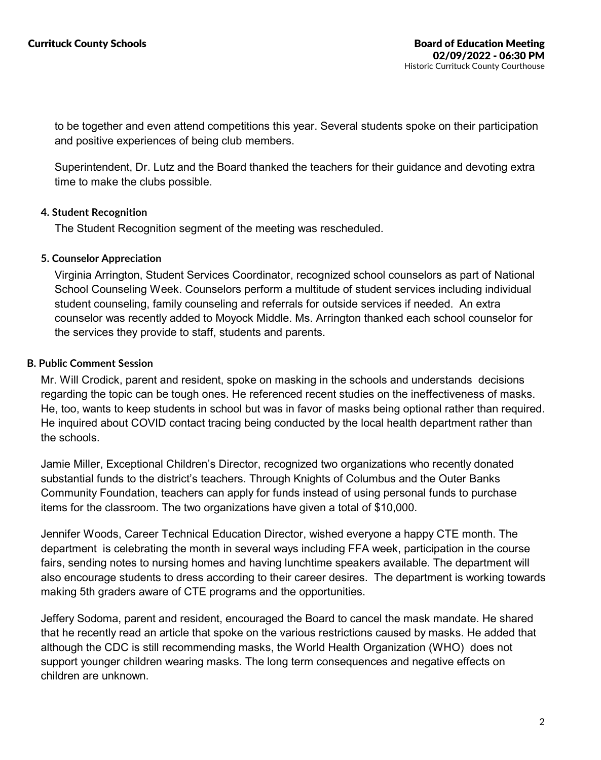to be together and even attend competitions this year. Several students spoke on their participation and positive experiences of being club members.

Superintendent, Dr. Lutz and the Board thanked the teachers for their guidance and devoting extra time to make the clubs possible.

#### 4. Student Recognition

The Student Recognition segment of the meeting was rescheduled.

#### 5. Counselor Appreciation

Virginia Arrington, Student Services Coordinator, recognized school counselors as part of National School Counseling Week. Counselors perform a multitude of student services including individual student counseling, family counseling and referrals for outside services if needed. An extra counselor was recently added to Moyock Middle. Ms. Arrington thanked each school counselor for the services they provide to staff, students and parents.

### B. Public Comment Session

Mr. Will Crodick, parent and resident, spoke on masking in the schools and understands decisions regarding the topic can be tough ones. He referenced recent studies on the ineffectiveness of masks. He, too, wants to keep students in school but was in favor of masks being optional rather than required. He inquired about COVID contact tracing being conducted by the local health department rather than the schools.

Jamie Miller, Exceptional Children's Director, recognized two organizations who recently donated substantial funds to the district's teachers. Through Knights of Columbus and the Outer Banks Community Foundation, teachers can apply for funds instead of using personal funds to purchase items for the classroom. The two organizations have given a total of $10,000.

Jennifer Woods, Career Technical Education Director, wished everyone a happy CTE month. The department is celebrating the month in several ways including FFA week, participation in the course fairs, sending notes to nursing homes and having lunchtime speakers available. The department will also encourage students to dress according to their career desires. The department is working towards making 5th graders aware of CTE programs and the opportunities.

Jeffery Sodoma, parent and resident, encouraged the Board to cancel the mask mandate. He shared that he recently read an article that spoke on the various restrictions caused by masks. He added that although the CDC is still recommending masks, the World Health Organization (WHO) does not support younger children wearing masks. The long term consequences and negative effects on children are unknown.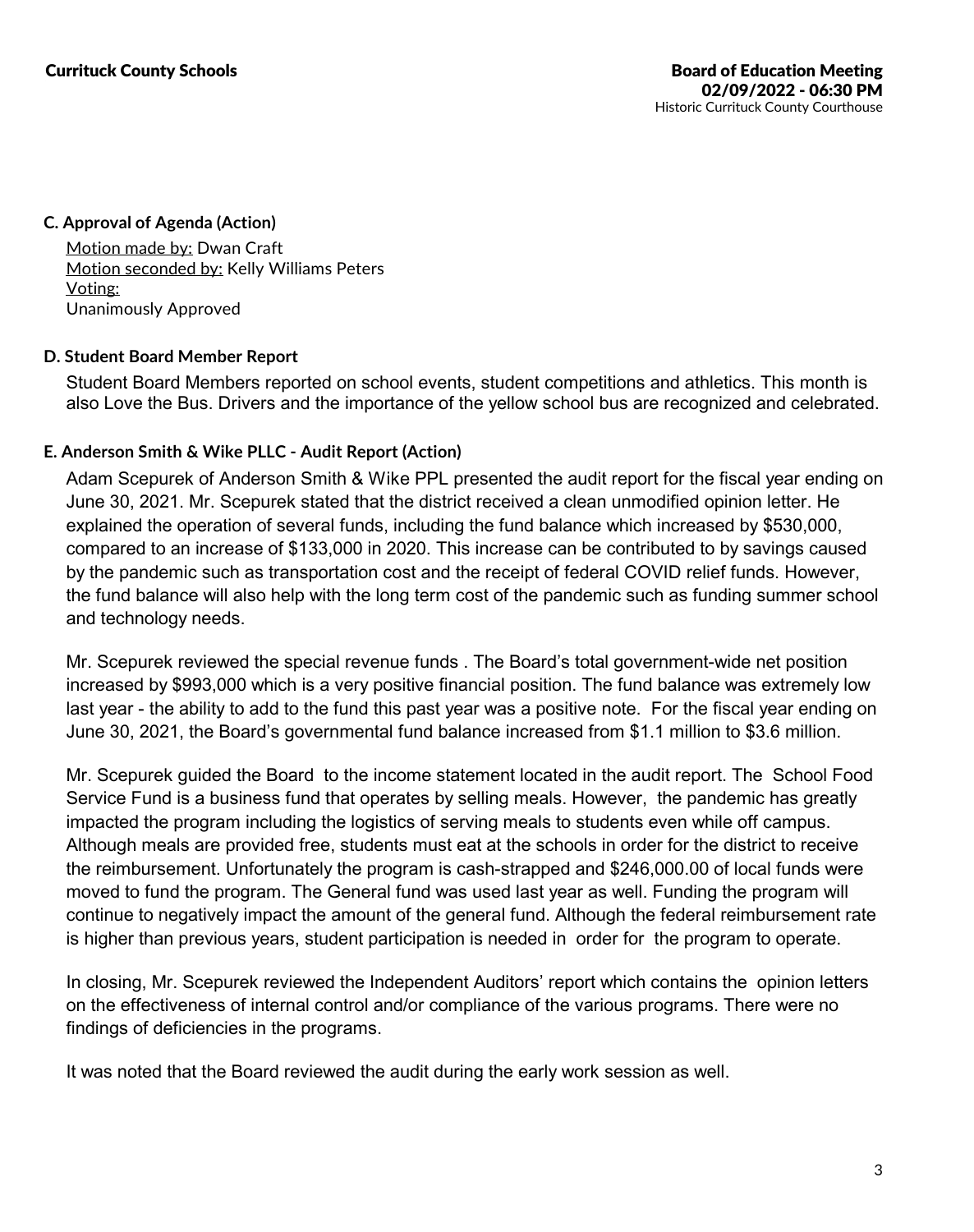### C. Approval of Agenda (Action)

Motion made by: Dwan Craft
Motion seconded by: Kelly Williams Peters
Voting:
Unanimously Approved

### D. Student Board Member Report

Student Board Members reported on school events, student competitions and athletics. This month is also Love the Bus. Drivers and the importance of the yellow school bus are recognized and celebrated.

### E. Anderson Smith & Wike PLLC - Audit Report (Action)

Adam Scepurek of Anderson Smith & Wike PPL presented the audit report for the fiscal year ending on June 30, 2021. Mr. Scepurek stated that the district received a clean unmodified opinion letter. He explained the operation of several funds, including the fund balance which increased by $530,000, compared to an increase of $133,000 in 2020. This increase can be contributed to by savings caused by the pandemic such as transportation cost and the receipt of federal COVID relief funds. However, the fund balance will also help with the long term cost of the pandemic such as funding summer school and technology needs.

Mr. Scepurek reviewed the special revenue funds . The Board's total government-wide net position increased by $993,000 which is a very positive financial position. The fund balance was extremely low last year - the ability to add to the fund this past year was a positive note. For the fiscal year ending on June 30, 2021, the Board's governmental fund balance increased from $1.1 million to $3.6 million.

Mr. Scepurek guided the Board to the income statement located in the audit report. The School Food Service Fund is a business fund that operates by selling meals. However, the pandemic has greatly impacted the program including the logistics of serving meals to students even while off campus. Although meals are provided free, students must eat at the schools in order for the district to receive the reimbursement. Unfortunately the program is cash-strapped and $246,000.00 of local funds were moved to fund the program. The General fund was used last year as well. Funding the program will continue to negatively impact the amount of the general fund. Although the federal reimbursement rate is higher than previous years, student participation is needed in order for the program to operate.

In closing, Mr. Scepurek reviewed the Independent Auditors' report which contains the opinion letters on the effectiveness of internal control and/or compliance of the various programs. There were no findings of deficiencies in the programs.

It was noted that the Board reviewed the audit during the early work session as well.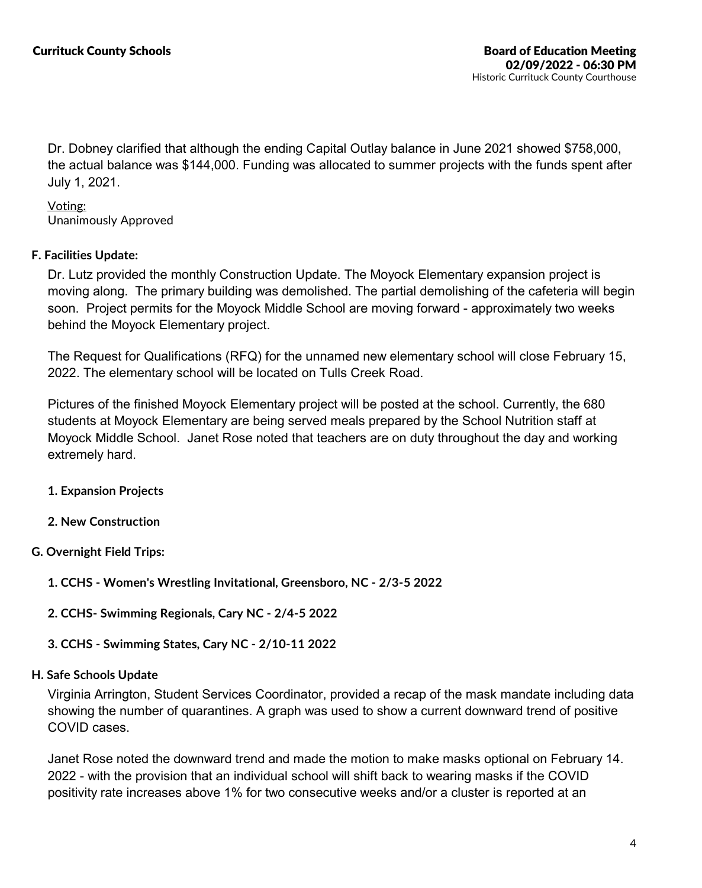Dr. Dobney clarified that although the ending Capital Outlay balance in June 2021 showed $758,000, the actual balance was $144,000. Funding was allocated to summer projects with the funds spent after July 1, 2021.

Voting:
Unanimously Approved

**F. Facilities Update:**

Dr. Lutz provided the monthly Construction Update. The Moyock Elementary expansion project is moving along. The primary building was demolished. The partial demolishing of the cafeteria will begin soon. Project permits for the Moyock Middle School are moving forward - approximately two weeks behind the Moyock Elementary project.

The Request for Qualifications (RFQ) for the unnamed new elementary school will close February 15, 2022. The elementary school will be located on Tulls Creek Road.

Pictures of the finished Moyock Elementary project will be posted at the school. Currently, the 680 students at Moyock Elementary are being served meals prepared by the School Nutrition staff at Moyock Middle School. Janet Rose noted that teachers are on duty throughout the day and working extremely hard.

**1. Expansion Projects**

**2. New Construction**

**G. Overnight Field Trips:**

**1. CCHS - Women's Wrestling Invitational, Greensboro, NC - 2/3-5 2022**

**2. CCHS- Swimming Regionals, Cary NC - 2/4-5 2022**

**3. CCHS - Swimming States, Cary NC - 2/10-11 2022**

**H. Safe Schools Update**

Virginia Arrington, Student Services Coordinator, provided a recap of the mask mandate including data showing the number of quarantines. A graph was used to show a current downward trend of positive COVID cases.

Janet Rose noted the downward trend and made the motion to make masks optional on February 14. 2022 - with the provision that an individual school will shift back to wearing masks if the COVID positivity rate increases above 1% for two consecutive weeks and/or a cluster is reported at an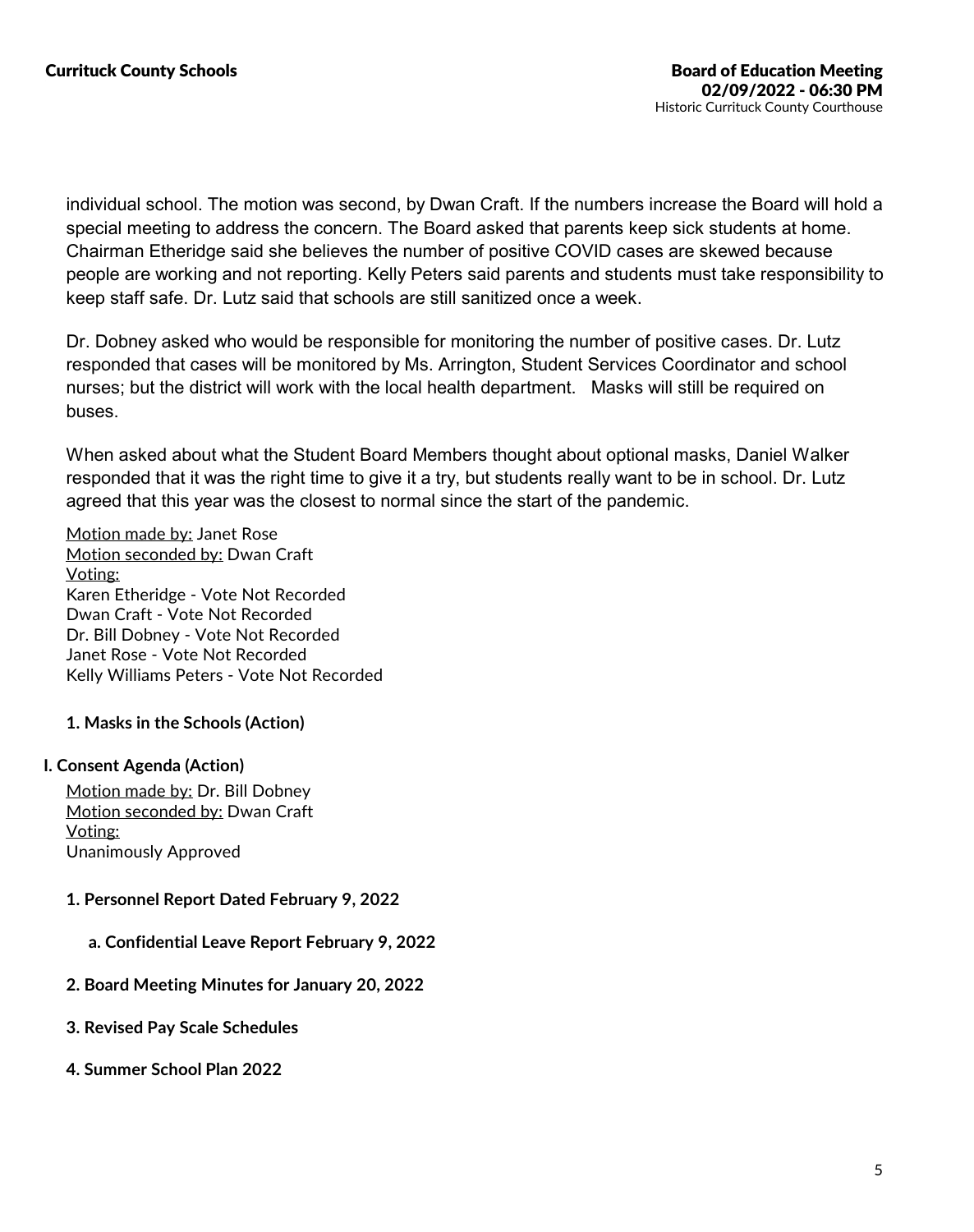individual school. The motion was second, by Dwan Craft. If the numbers increase the Board will hold a special meeting to address the concern. The Board asked that parents keep sick students at home. Chairman Etheridge said she believes the number of positive COVID cases are skewed because people are working and not reporting. Kelly Peters said parents and students must take responsibility to keep staff safe. Dr. Lutz said that schools are still sanitized once a week.

Dr. Dobney asked who would be responsible for monitoring the number of positive cases. Dr. Lutz responded that cases will be monitored by Ms. Arrington, Student Services Coordinator and school nurses; but the district will work with the local health department. Masks will still be required on buses.

When asked about what the Student Board Members thought about optional masks, Daniel Walker responded that it was the right time to give it a try, but students really want to be in school. Dr. Lutz agreed that this year was the closest to normal since the start of the pandemic.

Motion made by: Janet Rose
Motion seconded by: Dwan Craft
Voting:
Karen Etheridge - Vote Not Recorded
Dwan Craft - Vote Not Recorded
Dr. Bill Dobney - Vote Not Recorded
Janet Rose - Vote Not Recorded
Kelly Williams Peters - Vote Not Recorded

### 1. Masks in the Schools (Action)

## I. Consent Agenda (Action)

Motion made by: Dr. Bill Dobney
Motion seconded by: Dwan Craft
Voting:
Unanimously Approved

### 1. Personnel Report Dated February 9, 2022

#### a. Confidential Leave Report February 9, 2022

### 2. Board Meeting Minutes for January 20, 2022

### 3. Revised Pay Scale Schedules

### 4. Summer School Plan 2022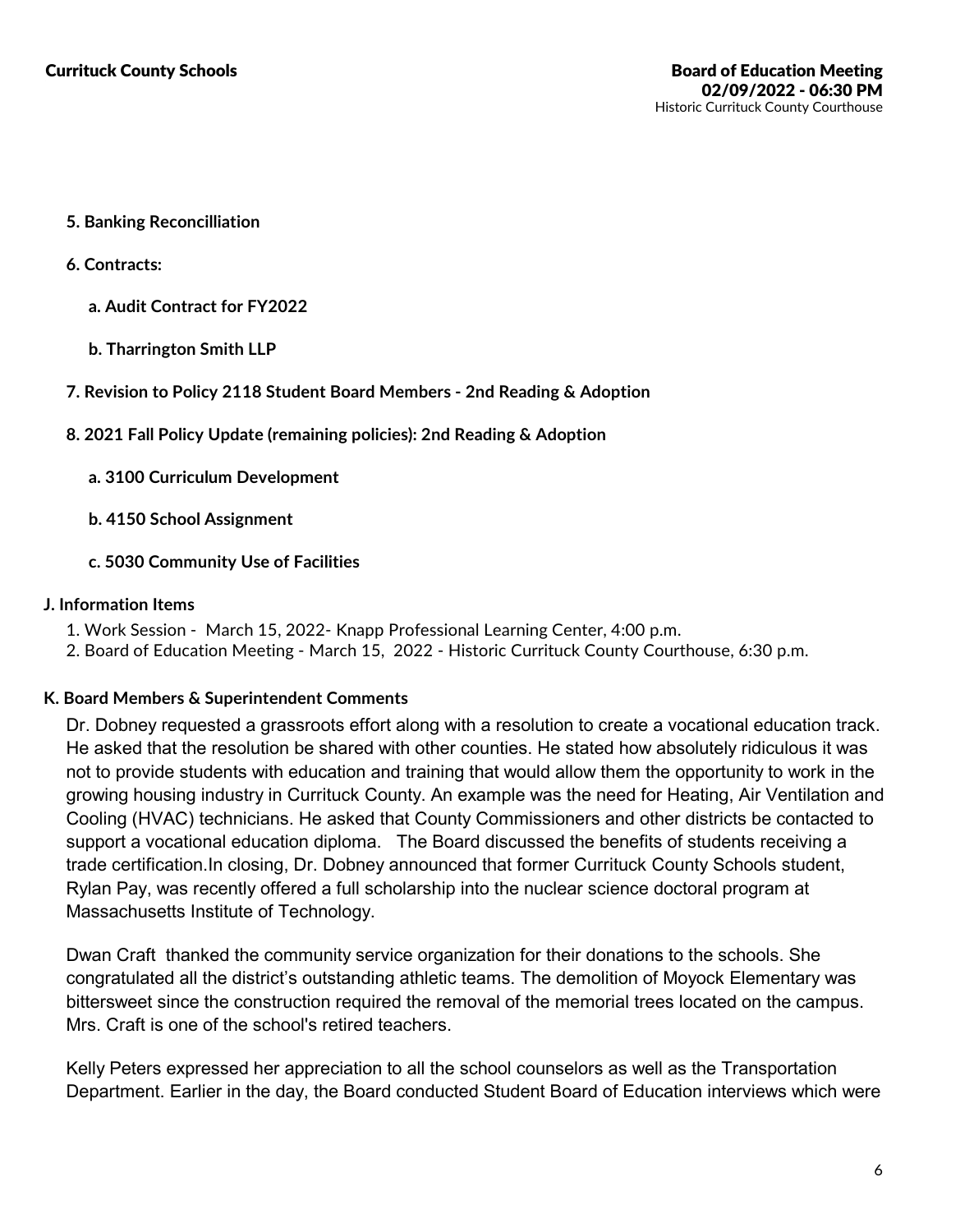5. **Banking Reconcilliation**

6. **Contracts:**

   a. **Audit Contract for FY2022**

   b. **Tharrington Smith LLP**

7. **Revision to Policy 2118 Student Board Members - 2nd Reading & Adoption**

8. **2021 Fall Policy Update (remaining policies): 2nd Reading & Adoption**

   a. **3100 Curriculum Development**

   b. **4150 School Assignment**

   c. **5030 Community Use of Facilities**

### J. Information Items

1. Work Session - March 15, 2022- Knapp Professional Learning Center, 4:00 p.m.
2. Board of Education Meeting - March 15, 2022 - Historic Currituck County Courthouse, 6:30 p.m.

### K. Board Members & Superintendent Comments

Dr. Dobney requested a grassroots effort along with a resolution to create a vocational education track. He asked that the resolution be shared with other counties. He stated how absolutely ridiculous it was not to provide students with education and training that would allow them the opportunity to work in the growing housing industry in Currituck County. An example was the need for Heating, Air Ventilation and Cooling (HVAC) technicians. He asked that County Commissioners and other districts be contacted to support a vocational education diploma. The Board discussed the benefits of students receiving a trade certification.In closing, Dr. Dobney announced that former Currituck County Schools student, Rylan Pay, was recently offered a full scholarship into the nuclear science doctoral program at Massachusetts Institute of Technology.

Dwan Craft thanked the community service organization for their donations to the schools. She congratulated all the district's outstanding athletic teams. The demolition of Moyock Elementary was bittersweet since the construction required the removal of the memorial trees located on the campus. Mrs. Craft is one of the school's retired teachers.

Kelly Peters expressed her appreciation to all the school counselors as well as the Transportation Department. Earlier in the day, the Board conducted Student Board of Education interviews which were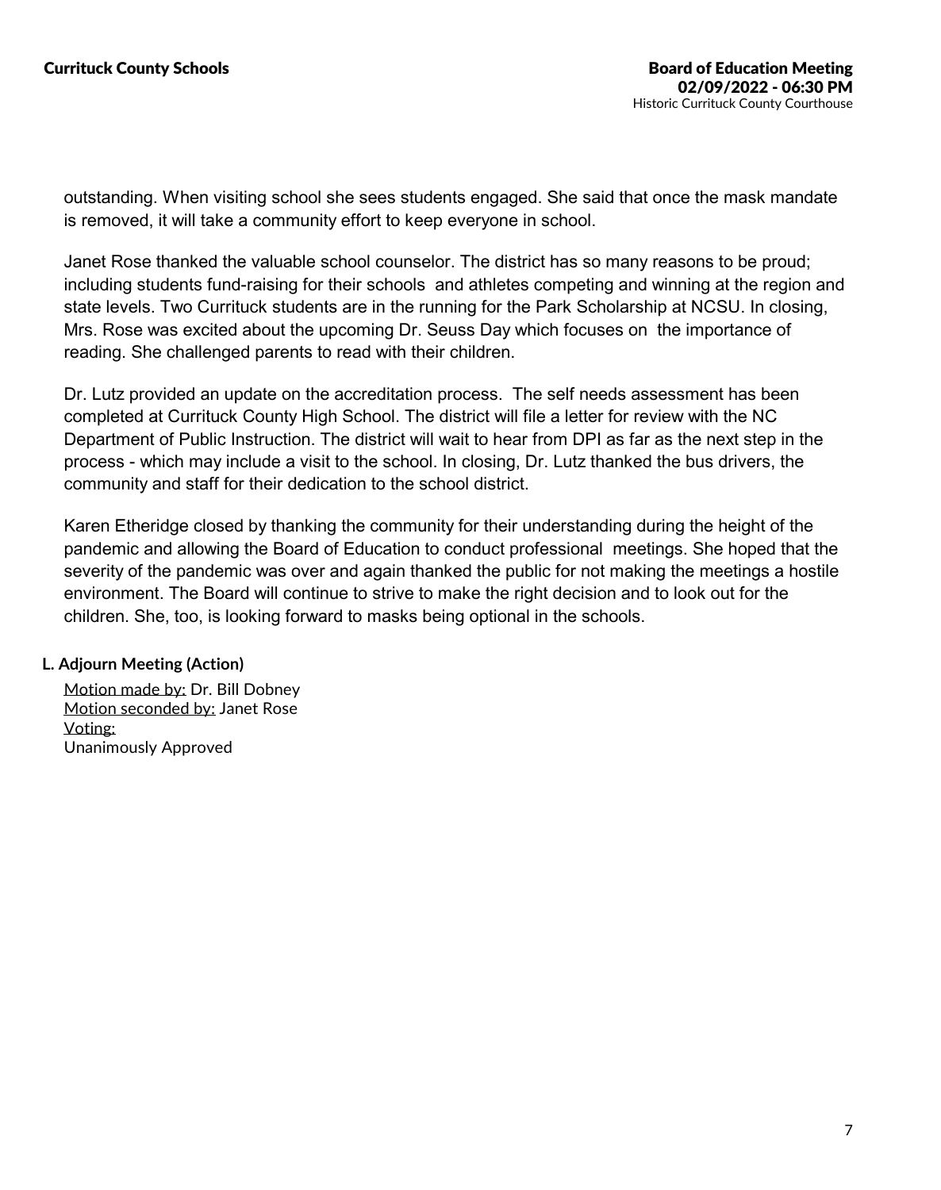outstanding. When visiting school she sees students engaged. She said that once the mask mandate is removed, it will take a community effort to keep everyone in school.

Janet Rose thanked the valuable school counselor. The district has so many reasons to be proud; including students fund-raising for their schools and athletes competing and winning at the region and state levels. Two Currituck students are in the running for the Park Scholarship at NCSU. In closing, Mrs. Rose was excited about the upcoming Dr. Seuss Day which focuses on the importance of reading. She challenged parents to read with their children.

Dr. Lutz provided an update on the accreditation process. The self needs assessment has been completed at Currituck County High School. The district will file a letter for review with the NC Department of Public Instruction. The district will wait to hear from DPI as far as the next step in the process - which may include a visit to the school. In closing, Dr. Lutz thanked the bus drivers, the community and staff for their dedication to the school district.

Karen Etheridge closed by thanking the community for their understanding during the height of the pandemic and allowing the Board of Education to conduct professional meetings. She hoped that the severity of the pandemic was over and again thanked the public for not making the meetings a hostile environment. The Board will continue to strive to make the right decision and to look out for the children. She, too, is looking forward to masks being optional in the schools.

### L. Adjourn Meeting (Action)

Motion made by: Dr. Bill Dobney
Motion seconded by: Janet Rose
Voting:
Unanimously Approved